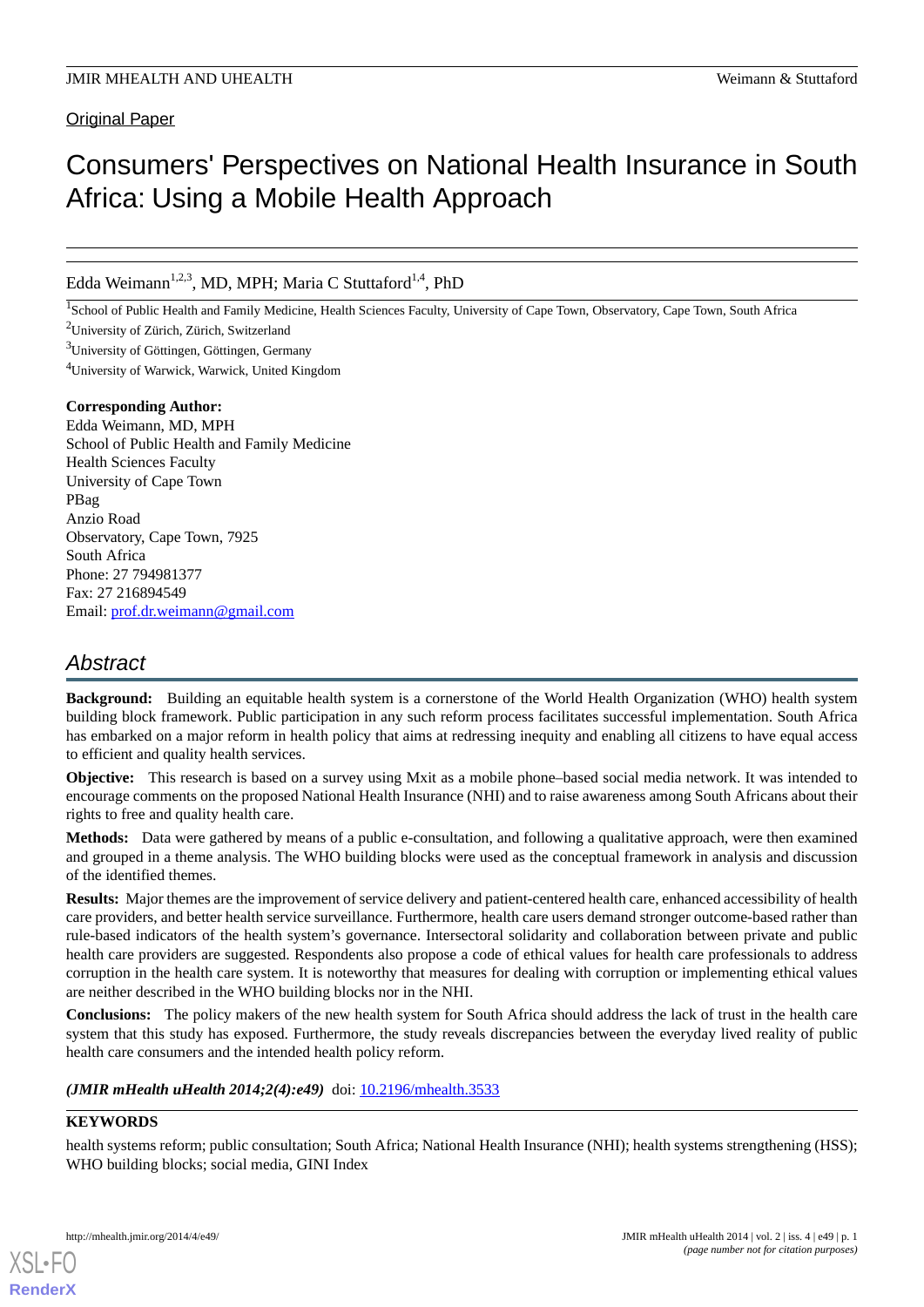Original Paper

# Consumers' Perspectives on National Health Insurance in South Africa: Using a Mobile Health Approach

Edda Weimann[1,2,3], MD, MPH; Maria C Stuttaford[1,4], PhD

[1]School of Public Health and Family Medicine, Health Sciences Faculty, University of Cape Town, Observatory, Cape Town, South Africa

[2]University of Zürich, Zürich, Switzerland

[3]University of Göttingen, Göttingen, Germany

[4]University of Warwick, Warwick, United Kingdom

**Corresponding Author:**
Edda Weimann, MD, MPH
School of Public Health and Family Medicine
Health Sciences Faculty
University of Cape Town
PBag
Anzio Road
Observatory, Cape Town, 7925
South Africa
Phone: 27 794981377
Fax: 27 216894549
Email: prof.dr.weimann@gmail.com

## Abstract

**Background:** Building an equitable health system is a cornerstone of the World Health Organization (WHO) health system building block framework. Public participation in any such reform process facilitates successful implementation. South Africa has embarked on a major reform in health policy that aims at redressing inequity and enabling all citizens to have equal access to efficient and quality health services.

**Objective:** This research is based on a survey using Mxit as a mobile phone–based social media network. It was intended to encourage comments on the proposed National Health Insurance (NHI) and to raise awareness among South Africans about their rights to free and quality health care.

**Methods:** Data were gathered by means of a public e-consultation, and following a qualitative approach, were then examined and grouped in a theme analysis. The WHO building blocks were used as the conceptual framework in analysis and discussion of the identified themes.

**Results:** Major themes are the improvement of service delivery and patient-centered health care, enhanced accessibility of health care providers, and better health service surveillance. Furthermore, health care users demand stronger outcome-based rather than rule-based indicators of the health system's governance. Intersectoral solidarity and collaboration between private and public health care providers are suggested. Respondents also propose a code of ethical values for health care professionals to address corruption in the health care system. It is noteworthy that measures for dealing with corruption or implementing ethical values are neither described in the WHO building blocks nor in the NHI.

**Conclusions:** The policy makers of the new health system for South Africa should address the lack of trust in the health care system that this study has exposed. Furthermore, the study reveals discrepancies between the everyday lived reality of public health care consumers and the intended health policy reform.

*(JMIR mHealth uHealth 2014;2(4):e49)* doi: 10.2196/mhealth.3533

**KEYWORDS**

health systems reform; public consultation; South Africa; National Health Insurance (NHI); health systems strengthening (HSS); WHO building blocks; social media, GINI Index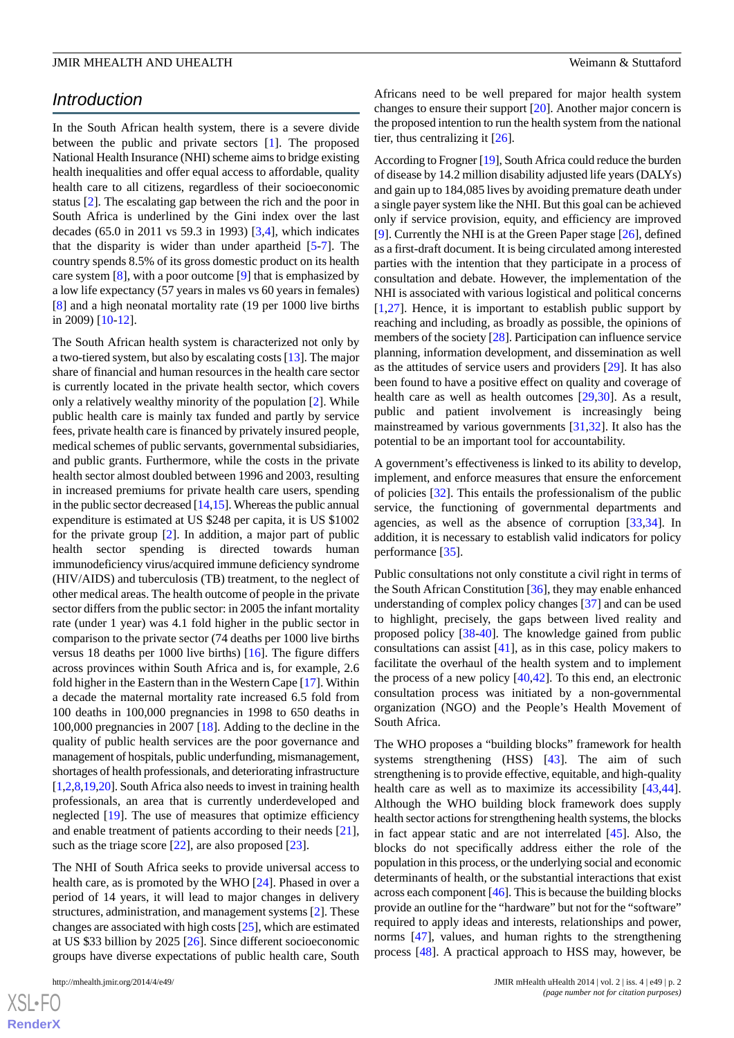## Introduction

In the South African health system, there is a severe divide between the public and private sectors [1]. The proposed National Health Insurance (NHI) scheme aims to bridge existing health inequalities and offer equal access to affordable, quality health care to all citizens, regardless of their socioeconomic status [2]. The escalating gap between the rich and the poor in South Africa is underlined by the Gini index over the last decades (65.0 in 2011 vs 59.3 in 1993) [3,4], which indicates that the disparity is wider than under apartheid [5-7]. The country spends 8.5% of its gross domestic product on its health care system [8], with a poor outcome [9] that is emphasized by a low life expectancy (57 years in males vs 60 years in females) [8] and a high neonatal mortality rate (19 per 1000 live births in 2009) [10-12].

The South African health system is characterized not only by a two-tiered system, but also by escalating costs [13]. The major share of financial and human resources in the health care sector is currently located in the private health sector, which covers only a relatively wealthy minority of the population [2]. While public health care is mainly tax funded and partly by service fees, private health care is financed by privately insured people, medical schemes of public servants, governmental subsidiaries, and public grants. Furthermore, while the costs in the private health sector almost doubled between 1996 and 2003, resulting in increased premiums for private health care users, spending in the public sector decreased [14,15]. Whereas the public annual expenditure is estimated at US $248 per capita, it is US $1002 for the private group [2]. In addition, a major part of public health sector spending is directed towards human immunodeficiency virus/acquired immune deficiency syndrome (HIV/AIDS) and tuberculosis (TB) treatment, to the neglect of other medical areas. The health outcome of people in the private sector differs from the public sector: in 2005 the infant mortality rate (under 1 year) was 4.1 fold higher in the public sector in comparison to the private sector (74 deaths per 1000 live births versus 18 deaths per 1000 live births) [16]. The figure differs across provinces within South Africa and is, for example, 2.6 fold higher in the Eastern than in the Western Cape [17]. Within a decade the maternal mortality rate increased 6.5 fold from 100 deaths in 100,000 pregnancies in 1998 to 650 deaths in 100,000 pregnancies in 2007 [18]. Adding to the decline in the quality of public health services are the poor governance and management of hospitals, public underfunding, mismanagement, shortages of health professionals, and deteriorating infrastructure [1,2,8,19,20]. South Africa also needs to invest in training health professionals, an area that is currently underdeveloped and neglected [19]. The use of measures that optimize efficiency and enable treatment of patients according to their needs [21], such as the triage score [22], are also proposed [23].

The NHI of South Africa seeks to provide universal access to health care, as is promoted by the WHO [24]. Phased in over a period of 14 years, it will lead to major changes in delivery structures, administration, and management systems [2]. These changes are associated with high costs [25], which are estimated at US $33 billion by 2025 [26]. Since different socioeconomic groups have diverse expectations of public health care, South Africans need to be well prepared for major health system changes to ensure their support [20]. Another major concern is the proposed intention to run the health system from the national tier, thus centralizing it [26].

According to Frogner [19], South Africa could reduce the burden of disease by 14.2 million disability adjusted life years (DALYs) and gain up to 184,085 lives by avoiding premature death under a single payer system like the NHI. But this goal can be achieved only if service provision, equity, and efficiency are improved [9]. Currently the NHI is at the Green Paper stage [26], defined as a first-draft document. It is being circulated among interested parties with the intention that they participate in a process of consultation and debate. However, the implementation of the NHI is associated with various logistical and political concerns [1,27]. Hence, it is important to establish public support by reaching and including, as broadly as possible, the opinions of members of the society [28]. Participation can influence service planning, information development, and dissemination as well as the attitudes of service users and providers [29]. It has also been found to have a positive effect on quality and coverage of health care as well as health outcomes [29,30]. As a result, public and patient involvement is increasingly being mainstreamed by various governments [31,32]. It also has the potential to be an important tool for accountability.

A government's effectiveness is linked to its ability to develop, implement, and enforce measures that ensure the enforcement of policies [32]. This entails the professionalism of the public service, the functioning of governmental departments and agencies, as well as the absence of corruption [33,34]. In addition, it is necessary to establish valid indicators for policy performance [35].

Public consultations not only constitute a civil right in terms of the South African Constitution [36], they may enable enhanced understanding of complex policy changes [37] and can be used to highlight, precisely, the gaps between lived reality and proposed policy [38-40]. The knowledge gained from public consultations can assist [41], as in this case, policy makers to facilitate the overhaul of the health system and to implement the process of a new policy [40,42]. To this end, an electronic consultation process was initiated by a non-governmental organization (NGO) and the People's Health Movement of South Africa.

The WHO proposes a "building blocks" framework for health systems strengthening (HSS) [43]. The aim of such strengthening is to provide effective, equitable, and high-quality health care as well as to maximize its accessibility [43,44]. Although the WHO building block framework does supply health sector actions for strengthening health systems, the blocks in fact appear static and are not interrelated [45]. Also, the blocks do not specifically address either the role of the population in this process, or the underlying social and economic determinants of health, or the substantial interactions that exist across each component [46]. This is because the building blocks provide an outline for the "hardware" but not for the "software" required to apply ideas and interests, relationships and power, norms [47], values, and human rights to the strengthening process [48]. A practical approach to HSS may, however, be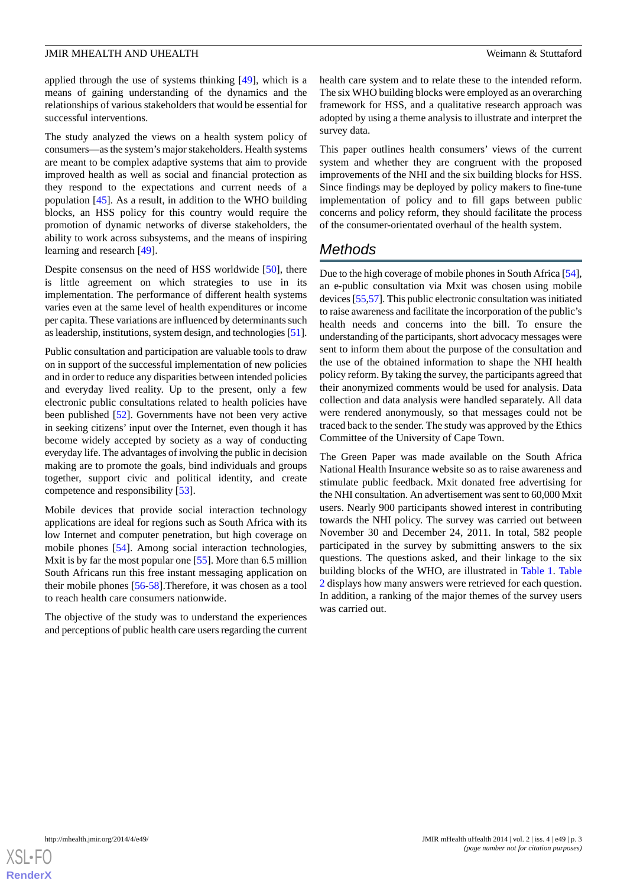applied through the use of systems thinking [49], which is a means of gaining understanding of the dynamics and the relationships of various stakeholders that would be essential for successful interventions.

The study analyzed the views on a health system policy of consumers—as the system's major stakeholders. Health systems are meant to be complex adaptive systems that aim to provide improved health as well as social and financial protection as they respond to the expectations and current needs of a population [45]. As a result, in addition to the WHO building blocks, an HSS policy for this country would require the promotion of dynamic networks of diverse stakeholders, the ability to work across subsystems, and the means of inspiring learning and research [49].

Despite consensus on the need of HSS worldwide [50], there is little agreement on which strategies to use in its implementation. The performance of different health systems varies even at the same level of health expenditures or income per capita. These variations are influenced by determinants such as leadership, institutions, system design, and technologies [51].

Public consultation and participation are valuable tools to draw on in support of the successful implementation of new policies and in order to reduce any disparities between intended policies and everyday lived reality. Up to the present, only a few electronic public consultations related to health policies have been published [52]. Governments have not been very active in seeking citizens' input over the Internet, even though it has become widely accepted by society as a way of conducting everyday life. The advantages of involving the public in decision making are to promote the goals, bind individuals and groups together, support civic and political identity, and create competence and responsibility [53].

Mobile devices that provide social interaction technology applications are ideal for regions such as South Africa with its low Internet and computer penetration, but high coverage on mobile phones [54]. Among social interaction technologies, Mxit is by far the most popular one [55]. More than 6.5 million South Africans run this free instant messaging application on their mobile phones [56-58].Therefore, it was chosen as a tool to reach health care consumers nationwide.

The objective of the study was to understand the experiences and perceptions of public health care users regarding the current health care system and to relate these to the intended reform. The six WHO building blocks were employed as an overarching framework for HSS, and a qualitative research approach was adopted by using a theme analysis to illustrate and interpret the survey data.

This paper outlines health consumers' views of the current system and whether they are congruent with the proposed improvements of the NHI and the six building blocks for HSS. Since findings may be deployed by policy makers to fine-tune implementation of policy and to fill gaps between public concerns and policy reform, they should facilitate the process of the consumer-orientated overhaul of the health system.

## Methods

Due to the high coverage of mobile phones in South Africa [54], an e-public consultation via Mxit was chosen using mobile devices [55,57]. This public electronic consultation was initiated to raise awareness and facilitate the incorporation of the public's health needs and concerns into the bill. To ensure the understanding of the participants, short advocacy messages were sent to inform them about the purpose of the consultation and the use of the obtained information to shape the NHI health policy reform. By taking the survey, the participants agreed that their anonymized comments would be used for analysis. Data collection and data analysis were handled separately. All data were rendered anonymously, so that messages could not be traced back to the sender. The study was approved by the Ethics Committee of the University of Cape Town.

The Green Paper was made available on the South Africa National Health Insurance website so as to raise awareness and stimulate public feedback. Mxit donated free advertising for the NHI consultation. An advertisement was sent to 60,000 Mxit users. Nearly 900 participants showed interest in contributing towards the NHI policy. The survey was carried out between November 30 and December 24, 2011. In total, 582 people participated in the survey by submitting answers to the six questions. The questions asked, and their linkage to the six building blocks of the WHO, are illustrated in Table 1. Table 2 displays how many answers were retrieved for each question. In addition, a ranking of the major themes of the survey users was carried out.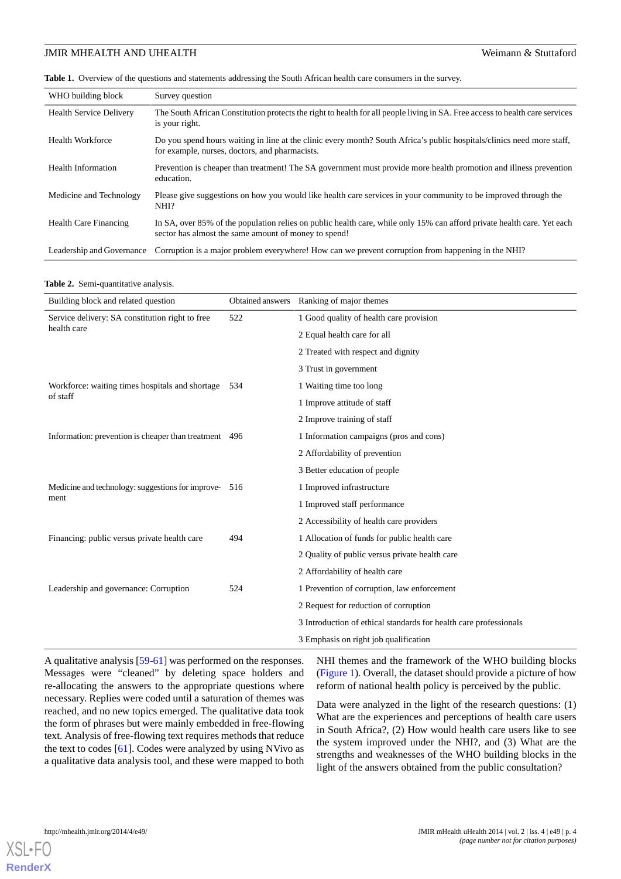**Table 1.** Overview of the questions and statements addressing the South African health care consumers in the survey.

| WHO building block | Survey question |
|---|---|
| Health Service Delivery | The South African Constitution protects the right to health for all people living in SA. Free access to health care services is your right. |
| Health Workforce | Do you spend hours waiting in line at the clinic every month? South Africa's public hospitals/clinics need more staff, for example, nurses, doctors, and pharmacists. |
| Health Information | Prevention is cheaper than treatment! The SA government must provide more health promotion and illness prevention education. |
| Medicine and Technology | Please give suggestions on how you would like health care services in your community to be improved through the NHI? |
| Health Care Financing | In SA, over 85% of the population relies on public health care, while only 15% can afford private health care. Yet each sector has almost the same amount of money to spend! |
| Leadership and Governance | Corruption is a major problem everywhere! How can we prevent corruption from happening in the NHI? |

**Table 2.** Semi-quantitative analysis.

| Building block and related question | Obtained answers | Ranking of major themes |
|---|---|---|
| Service delivery: SA constitution right to free health care | 522 | 1 Good quality of health care provision |
| | | 2 Equal health care for all |
| | | 2 Treated with respect and dignity |
| | | 3 Trust in government |
| Workforce: waiting times hospitals and shortage of staff | 534 | 1 Waiting time too long |
| | | 1 Improve attitude of staff |
| | | 2 Improve training of staff |
| Information: prevention is cheaper than treatment | 496 | 1 Information campaigns (pros and cons) |
| | | 2 Affordability of prevention |
| | | 3 Better education of people |
| Medicine and technology: suggestions for improvement | 516 | 1 Improved infrastructure |
| | | 1 Improved staff performance |
| | | 2 Accessibility of health care providers |
| Financing: public versus private health care | 494 | 1 Allocation of funds for public health care |
| | | 2 Quality of public versus private health care |
| | | 2 Affordability of health care |
| Leadership and governance: Corruption | 524 | 1 Prevention of corruption, law enforcement |
| | | 2 Request for reduction of corruption |
| | | 3 Introduction of ethical standards for health care professionals |
| | | 3 Emphasis on right job qualification |

A qualitative analysis [59-61] was performed on the responses. Messages were "cleaned" by deleting space holders and re-allocating the answers to the appropriate questions where necessary. Replies were coded until a saturation of themes was reached, and no new topics emerged. The qualitative data took the form of phrases but were mainly embedded in free-flowing text. Analysis of free-flowing text requires methods that reduce the text to codes [61]. Codes were analyzed by using NVivo as a qualitative data analysis tool, and these were mapped to both NHI themes and the framework of the WHO building blocks (Figure 1). Overall, the dataset should provide a picture of how reform of national health policy is perceived by the public.

Data were analyzed in the light of the research questions: (1) What are the experiences and perceptions of health care users in South Africa?, (2) How would health care users like to see the system improved under the NHI?, and (3) What are the strengths and weaknesses of the WHO building blocks in the light of the answers obtained from the public consultation?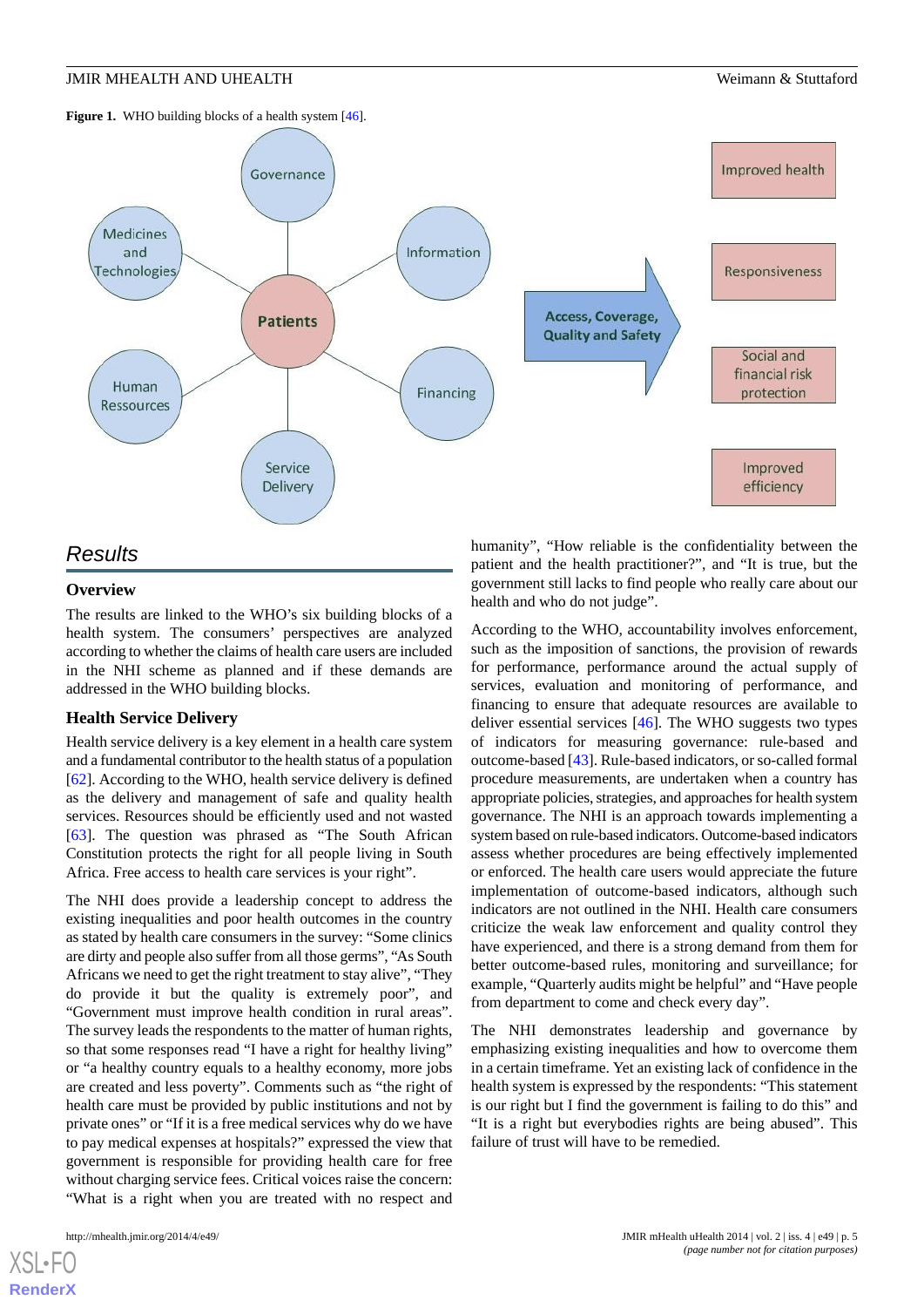**Figure 1.** WHO building blocks of a health system [46].

## Results

### Overview

The results are linked to the WHO's six building blocks of a health system. The consumers' perspectives are analyzed according to whether the claims of health care users are included in the NHI scheme as planned and if these demands are addressed in the WHO building blocks.

### Health Service Delivery

Health service delivery is a key element in a health care system and a fundamental contributor to the health status of a population [62]. According to the WHO, health service delivery is defined as the delivery and management of safe and quality health services. Resources should be efficiently used and not wasted [63]. The question was phrased as "The South African Constitution protects the right for all people living in South Africa. Free access to health care services is your right".

The NHI does provide a leadership concept to address the existing inequalities and poor health outcomes in the country as stated by health care consumers in the survey: "Some clinics are dirty and people also suffer from all those germs", "As South Africans we need to get the right treatment to stay alive", "They do provide it but the quality is extremely poor", and "Government must improve health condition in rural areas". The survey leads the respondents to the matter of human rights, so that some responses read "I have a right for healthy living" or "a healthy country equals to a healthy economy, more jobs are created and less poverty". Comments such as "the right of health care must be provided by public institutions and not by private ones" or "If it is a free medical services why do we have to pay medical expenses at hospitals?" expressed the view that government is responsible for providing health care for free without charging service fees. Critical voices raise the concern: "What is a right when you are treated with no respect and humanity", "How reliable is the confidentiality between the patient and the health practitioner?", and "It is true, but the government still lacks to find people who really care about our health and who do not judge".

According to the WHO, accountability involves enforcement, such as the imposition of sanctions, the provision of rewards for performance, performance around the actual supply of services, evaluation and monitoring of performance, and financing to ensure that adequate resources are available to deliver essential services [46]. The WHO suggests two types of indicators for measuring governance: rule-based and outcome-based [43]. Rule-based indicators, or so-called formal procedure measurements, are undertaken when a country has appropriate policies, strategies, and approaches for health system governance. The NHI is an approach towards implementing a system based on rule-based indicators. Outcome-based indicators assess whether procedures are being effectively implemented or enforced. The health care users would appreciate the future implementation of outcome-based indicators, although such indicators are not outlined in the NHI. Health care consumers criticize the weak law enforcement and quality control they have experienced, and there is a strong demand from them for better outcome-based rules, monitoring and surveillance; for example, "Quarterly audits might be helpful" and "Have people from department to come and check every day".

The NHI demonstrates leadership and governance by emphasizing existing inequalities and how to overcome them in a certain timeframe. Yet an existing lack of confidence in the health system is expressed by the respondents: "This statement is our right but I find the government is failing to do this" and "It is a right but everybodies rights are being abused". This failure of trust will have to be remedied.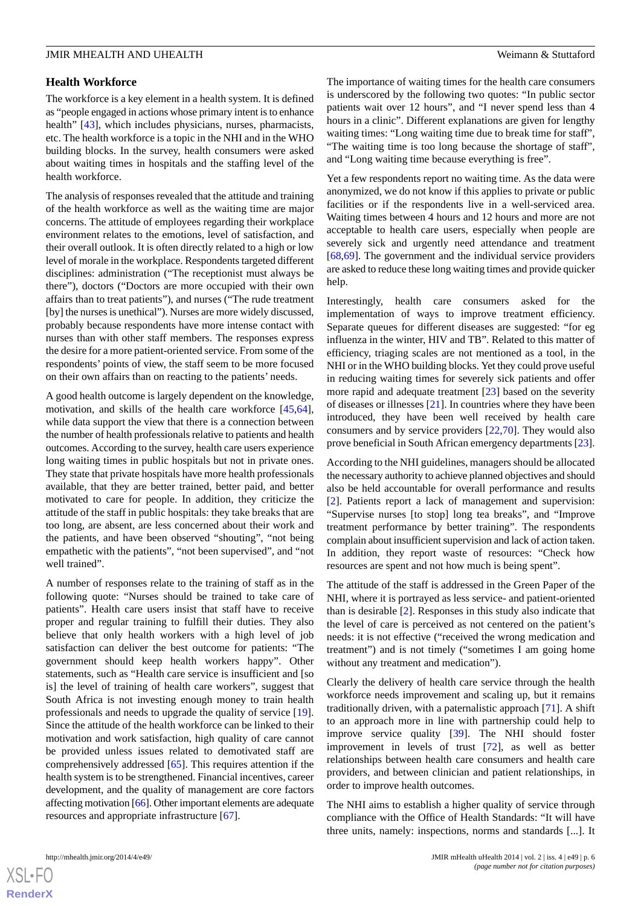## Health Workforce

The workforce is a key element in a health system. It is defined as "people engaged in actions whose primary intent is to enhance health" [43], which includes physicians, nurses, pharmacists, etc. The health workforce is a topic in the NHI and in the WHO building blocks. In the survey, health consumers were asked about waiting times in hospitals and the staffing level of the health workforce.

The analysis of responses revealed that the attitude and training of the health workforce as well as the waiting time are major concerns. The attitude of employees regarding their workplace environment relates to the emotions, level of satisfaction, and their overall outlook. It is often directly related to a high or low level of morale in the workplace. Respondents targeted different disciplines: administration ("The receptionist must always be there"), doctors ("Doctors are more occupied with their own affairs than to treat patients"), and nurses ("The rude treatment [by] the nurses is unethical"). Nurses are more widely discussed, probably because respondents have more intense contact with nurses than with other staff members. The responses express the desire for a more patient-oriented service. From some of the respondents' points of view, the staff seem to be more focused on their own affairs than on reacting to the patients' needs.

A good health outcome is largely dependent on the knowledge, motivation, and skills of the health care workforce [45,64], while data support the view that there is a connection between the number of health professionals relative to patients and health outcomes. According to the survey, health care users experience long waiting times in public hospitals but not in private ones. They state that private hospitals have more health professionals available, that they are better trained, better paid, and better motivated to care for people. In addition, they criticize the attitude of the staff in public hospitals: they take breaks that are too long, are absent, are less concerned about their work and the patients, and have been observed "shouting", "not being empathetic with the patients", "not been supervised", and "not well trained".

A number of responses relate to the training of staff as in the following quote: "Nurses should be trained to take care of patients". Health care users insist that staff have to receive proper and regular training to fulfill their duties. They also believe that only health workers with a high level of job satisfaction can deliver the best outcome for patients: "The government should keep health workers happy". Other statements, such as "Health care service is insufficient and [so is] the level of training of health care workers", suggest that South Africa is not investing enough money to train health professionals and needs to upgrade the quality of service [19]. Since the attitude of the health workforce can be linked to their motivation and work satisfaction, high quality of care cannot be provided unless issues related to demotivated staff are comprehensively addressed [65]. This requires attention if the health system is to be strengthened. Financial incentives, career development, and the quality of management are core factors affecting motivation [66]. Other important elements are adequate resources and appropriate infrastructure [67].

The importance of waiting times for the health care consumers is underscored by the following two quotes: "In public sector patients wait over 12 hours", and "I never spend less than 4 hours in a clinic". Different explanations are given for lengthy waiting times: "Long waiting time due to break time for staff", "The waiting time is too long because the shortage of staff", and "Long waiting time because everything is free".

Yet a few respondents report no waiting time. As the data were anonymized, we do not know if this applies to private or public facilities or if the respondents live in a well-serviced area. Waiting times between 4 hours and 12 hours and more are not acceptable to health care users, especially when people are severely sick and urgently need attendance and treatment [68,69]. The government and the individual service providers are asked to reduce these long waiting times and provide quicker help.

Interestingly, health care consumers asked for the implementation of ways to improve treatment efficiency. Separate queues for different diseases are suggested: "for eg influenza in the winter, HIV and TB". Related to this matter of efficiency, triaging scales are not mentioned as a tool, in the NHI or in the WHO building blocks. Yet they could prove useful in reducing waiting times for severely sick patients and offer more rapid and adequate treatment [23] based on the severity of diseases or illnesses [21]. In countries where they have been introduced, they have been well received by health care consumers and by service providers [22,70]. They would also prove beneficial in South African emergency departments [23].

According to the NHI guidelines, managers should be allocated the necessary authority to achieve planned objectives and should also be held accountable for overall performance and results [2]. Patients report a lack of management and supervision: "Supervise nurses [to stop] long tea breaks", and "Improve treatment performance by better training". The respondents complain about insufficient supervision and lack of action taken. In addition, they report waste of resources: "Check how resources are spent and not how much is being spent".

The attitude of the staff is addressed in the Green Paper of the NHI, where it is portrayed as less service- and patient-oriented than is desirable [2]. Responses in this study also indicate that the level of care is perceived as not centered on the patient's needs: it is not effective ("received the wrong medication and treatment") and is not timely ("sometimes I am going home without any treatment and medication").

Clearly the delivery of health care service through the health workforce needs improvement and scaling up, but it remains traditionally driven, with a paternalistic approach [71]. A shift to an approach more in line with partnership could help to improve service quality [39]. The NHI should foster improvement in levels of trust [72], as well as better relationships between health care consumers and health care providers, and between clinician and patient relationships, in order to improve health outcomes.

The NHI aims to establish a higher quality of service through compliance with the Office of Health Standards: "It will have three units, namely: inspections, norms and standards [...]. It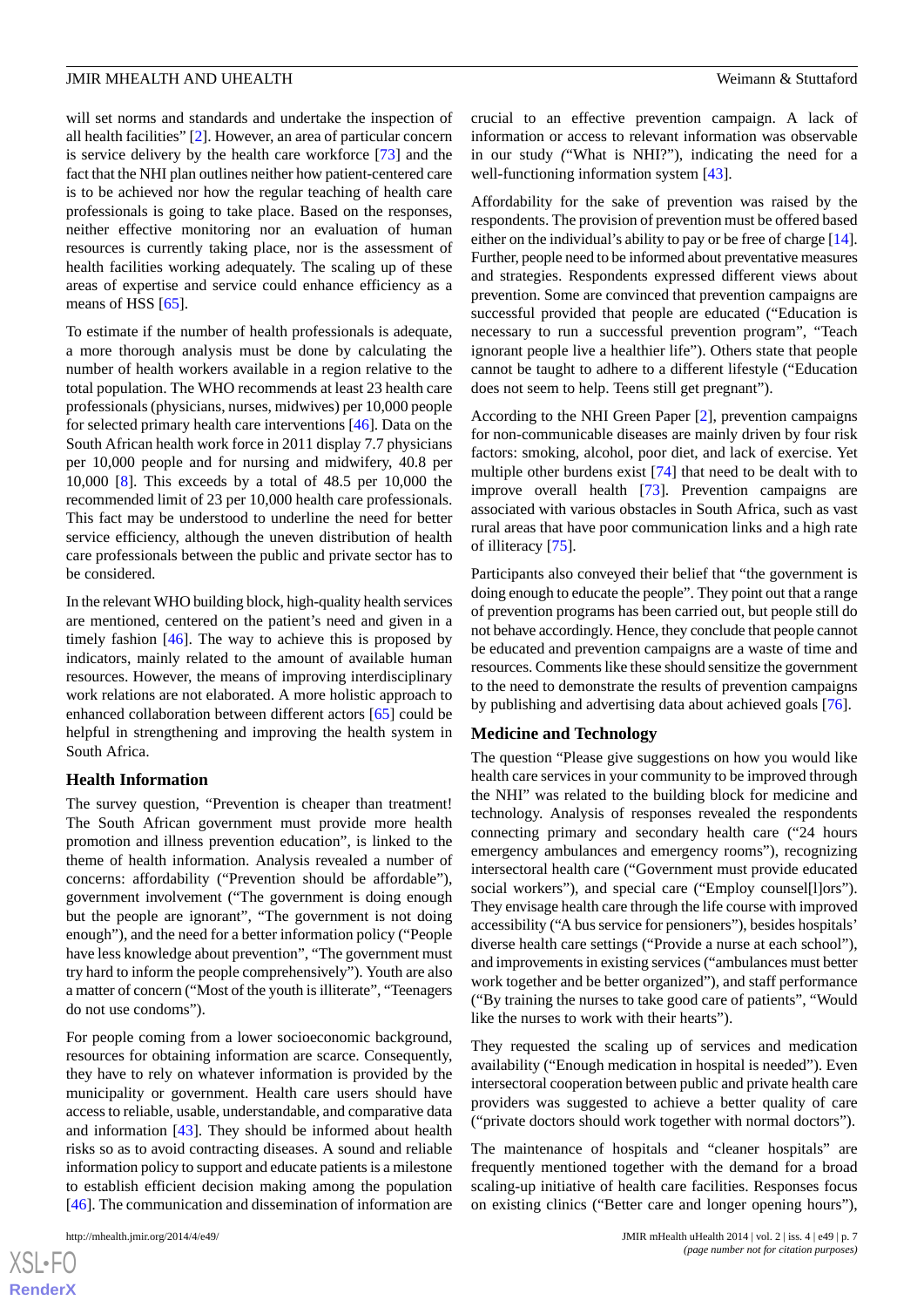will set norms and standards and undertake the inspection of all health facilities" [2]. However, an area of particular concern is service delivery by the health care workforce [73] and the fact that the NHI plan outlines neither how patient-centered care is to be achieved nor how the regular teaching of health care professionals is going to take place. Based on the responses, neither effective monitoring nor an evaluation of human resources is currently taking place, nor is the assessment of health facilities working adequately. The scaling up of these areas of expertise and service could enhance efficiency as a means of HSS [65].

To estimate if the number of health professionals is adequate, a more thorough analysis must be done by calculating the number of health workers available in a region relative to the total population. The WHO recommends at least 23 health care professionals (physicians, nurses, midwives) per 10,000 people for selected primary health care interventions [46]. Data on the South African health work force in 2011 display 7.7 physicians per 10,000 people and for nursing and midwifery, 40.8 per 10,000 [8]. This exceeds by a total of 48.5 per 10,000 the recommended limit of 23 per 10,000 health care professionals. This fact may be understood to underline the need for better service efficiency, although the uneven distribution of health care professionals between the public and private sector has to be considered.

In the relevant WHO building block, high-quality health services are mentioned, centered on the patient's need and given in a timely fashion [46]. The way to achieve this is proposed by indicators, mainly related to the amount of available human resources. However, the means of improving interdisciplinary work relations are not elaborated. A more holistic approach to enhanced collaboration between different actors [65] could be helpful in strengthening and improving the health system in South Africa.

### Health Information

The survey question, "Prevention is cheaper than treatment! The South African government must provide more health promotion and illness prevention education", is linked to the theme of health information. Analysis revealed a number of concerns: affordability ("Prevention should be affordable"), government involvement ("The government is doing enough but the people are ignorant", "The government is not doing enough"), and the need for a better information policy ("People have less knowledge about prevention", "The government must try hard to inform the people comprehensively"). Youth are also a matter of concern ("Most of the youth is illiterate", "Teenagers do not use condoms").

For people coming from a lower socioeconomic background, resources for obtaining information are scarce. Consequently, they have to rely on whatever information is provided by the municipality or government. Health care users should have access to reliable, usable, understandable, and comparative data and information [43]. They should be informed about health risks so as to avoid contracting diseases. A sound and reliable information policy to support and educate patients is a milestone to establish efficient decision making among the population [46]. The communication and dissemination of information are crucial to an effective prevention campaign. A lack of information or access to relevant information was observable in our study ("What is NHI?"), indicating the need for a well-functioning information system [43].

Affordability for the sake of prevention was raised by the respondents. The provision of prevention must be offered based either on the individual's ability to pay or be free of charge [14]. Further, people need to be informed about preventative measures and strategies. Respondents expressed different views about prevention. Some are convinced that prevention campaigns are successful provided that people are educated ("Education is necessary to run a successful prevention program", "Teach ignorant people live a healthier life"). Others state that people cannot be taught to adhere to a different lifestyle ("Education does not seem to help. Teens still get pregnant").

According to the NHI Green Paper [2], prevention campaigns for non-communicable diseases are mainly driven by four risk factors: smoking, alcohol, poor diet, and lack of exercise. Yet multiple other burdens exist [74] that need to be dealt with to improve overall health [73]. Prevention campaigns are associated with various obstacles in South Africa, such as vast rural areas that have poor communication links and a high rate of illiteracy [75].

Participants also conveyed their belief that "the government is doing enough to educate the people". They point out that a range of prevention programs has been carried out, but people still do not behave accordingly. Hence, they conclude that people cannot be educated and prevention campaigns are a waste of time and resources. Comments like these should sensitize the government to the need to demonstrate the results of prevention campaigns by publishing and advertising data about achieved goals [76].

### Medicine and Technology

The question "Please give suggestions on how you would like health care services in your community to be improved through the NHI" was related to the building block for medicine and technology. Analysis of responses revealed the respondents connecting primary and secondary health care ("24 hours emergency ambulances and emergency rooms"), recognizing intersectoral health care ("Government must provide educated social workers"), and special care ("Employ counsel[l]ors"). They envisage health care through the life course with improved accessibility ("A bus service for pensioners"), besides hospitals' diverse health care settings ("Provide a nurse at each school"), and improvements in existing services ("ambulances must better work together and be better organized"), and staff performance ("By training the nurses to take good care of patients", "Would like the nurses to work with their hearts").

They requested the scaling up of services and medication availability ("Enough medication in hospital is needed"). Even intersectoral cooperation between public and private health care providers was suggested to achieve a better quality of care ("private doctors should work together with normal doctors").

The maintenance of hospitals and "cleaner hospitals" are frequently mentioned together with the demand for a broad scaling-up initiative of health care facilities. Responses focus on existing clinics ("Better care and longer opening hours"),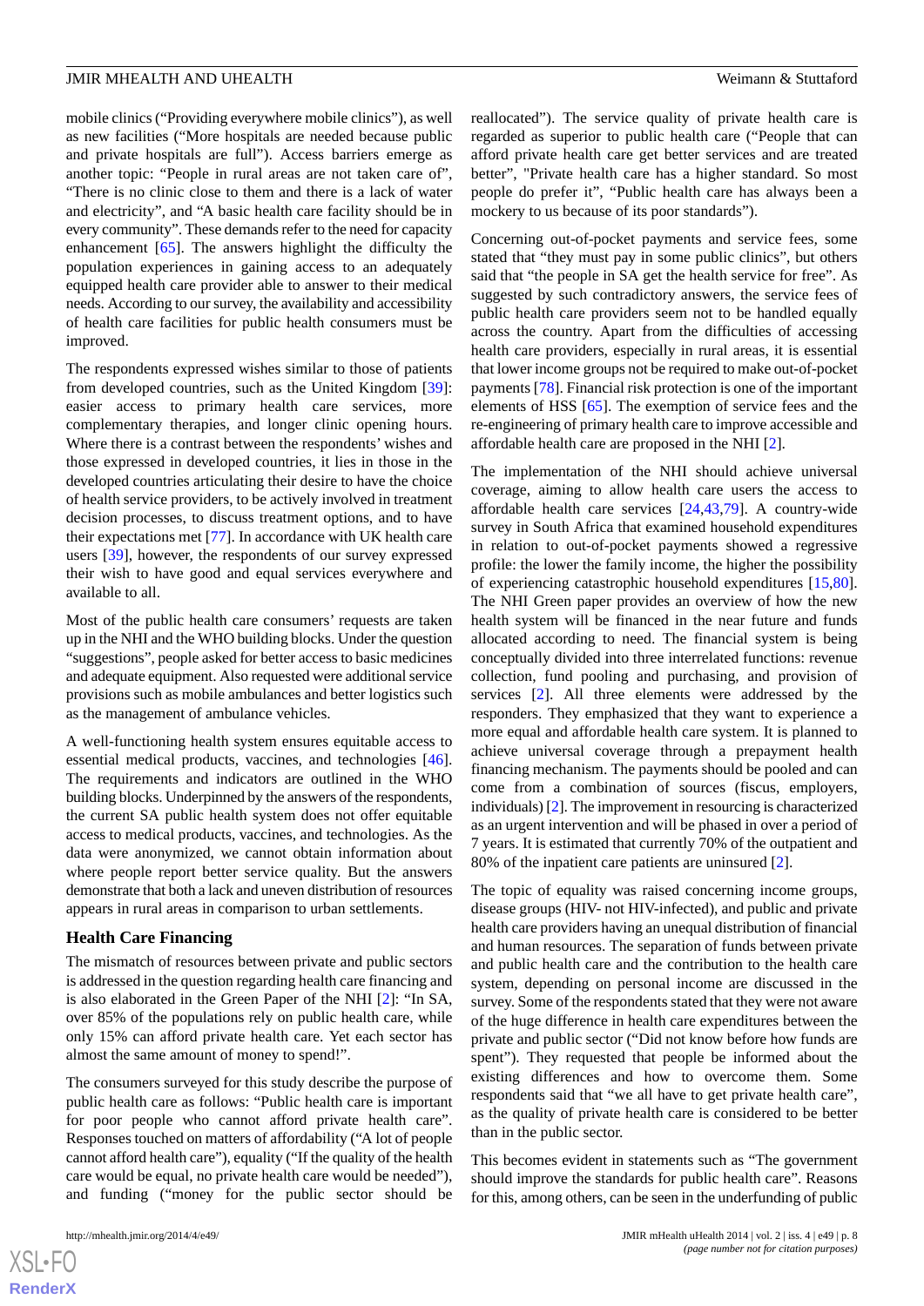mobile clinics ("Providing everywhere mobile clinics"), as well as new facilities ("More hospitals are needed because public and private hospitals are full"). Access barriers emerge as another topic: "People in rural areas are not taken care of", "There is no clinic close to them and there is a lack of water and electricity", and "A basic health care facility should be in every community". These demands refer to the need for capacity enhancement [65]. The answers highlight the difficulty the population experiences in gaining access to an adequately equipped health care provider able to answer to their medical needs. According to our survey, the availability and accessibility of health care facilities for public health consumers must be improved.

The respondents expressed wishes similar to those of patients from developed countries, such as the United Kingdom [39]: easier access to primary health care services, more complementary therapies, and longer clinic opening hours. Where there is a contrast between the respondents' wishes and those expressed in developed countries, it lies in those in the developed countries articulating their desire to have the choice of health service providers, to be actively involved in treatment decision processes, to discuss treatment options, and to have their expectations met [77]. In accordance with UK health care users [39], however, the respondents of our survey expressed their wish to have good and equal services everywhere and available to all.

Most of the public health care consumers' requests are taken up in the NHI and the WHO building blocks. Under the question "suggestions", people asked for better access to basic medicines and adequate equipment. Also requested were additional service provisions such as mobile ambulances and better logistics such as the management of ambulance vehicles.

A well-functioning health system ensures equitable access to essential medical products, vaccines, and technologies [46]. The requirements and indicators are outlined in the WHO building blocks. Underpinned by the answers of the respondents, the current SA public health system does not offer equitable access to medical products, vaccines, and technologies. As the data were anonymized, we cannot obtain information about where people report better service quality. But the answers demonstrate that both a lack and uneven distribution of resources appears in rural areas in comparison to urban settlements.

### Health Care Financing

The mismatch of resources between private and public sectors is addressed in the question regarding health care financing and is also elaborated in the Green Paper of the NHI [2]: "In SA, over 85% of the populations rely on public health care, while only 15% can afford private health care. Yet each sector has almost the same amount of money to spend!".

The consumers surveyed for this study describe the purpose of public health care as follows: "Public health care is important for poor people who cannot afford private health care". Responses touched on matters of affordability ("A lot of people cannot afford health care"), equality ("If the quality of the health care would be equal, no private health care would be needed"), and funding ("money for the public sector should be reallocated"). The service quality of private health care is regarded as superior to public health care ("People that can afford private health care get better services and are treated better", "Private health care has a higher standard. So most people do prefer it", "Public health care has always been a mockery to us because of its poor standards").

Concerning out-of-pocket payments and service fees, some stated that "they must pay in some public clinics", but others said that "the people in SA get the health service for free". As suggested by such contradictory answers, the service fees of public health care providers seem not to be handled equally across the country. Apart from the difficulties of accessing health care providers, especially in rural areas, it is essential that lower income groups not be required to make out-of-pocket payments [78]. Financial risk protection is one of the important elements of HSS [65]. The exemption of service fees and the re-engineering of primary health care to improve accessible and affordable health care are proposed in the NHI [2].

The implementation of the NHI should achieve universal coverage, aiming to allow health care users the access to affordable health care services [24,43,79]. A country-wide survey in South Africa that examined household expenditures in relation to out-of-pocket payments showed a regressive profile: the lower the family income, the higher the possibility of experiencing catastrophic household expenditures [15,80]. The NHI Green paper provides an overview of how the new health system will be financed in the near future and funds allocated according to need. The financial system is being conceptually divided into three interrelated functions: revenue collection, fund pooling and purchasing, and provision of services [2]. All three elements were addressed by the responders. They emphasized that they want to experience a more equal and affordable health care system. It is planned to achieve universal coverage through a prepayment health financing mechanism. The payments should be pooled and can come from a combination of sources (fiscus, employers, individuals) [2]. The improvement in resourcing is characterized as an urgent intervention and will be phased in over a period of 7 years. It is estimated that currently 70% of the outpatient and 80% of the inpatient care patients are uninsured [2].

The topic of equality was raised concerning income groups, disease groups (HIV- not HIV-infected), and public and private health care providers having an unequal distribution of financial and human resources. The separation of funds between private and public health care and the contribution to the health care system, depending on personal income are discussed in the survey. Some of the respondents stated that they were not aware of the huge difference in health care expenditures between the private and public sector ("Did not know before how funds are spent"). They requested that people be informed about the existing differences and how to overcome them. Some respondents said that "we all have to get private health care", as the quality of private health care is considered to be better than in the public sector.

This becomes evident in statements such as "The government should improve the standards for public health care". Reasons for this, among others, can be seen in the underfunding of public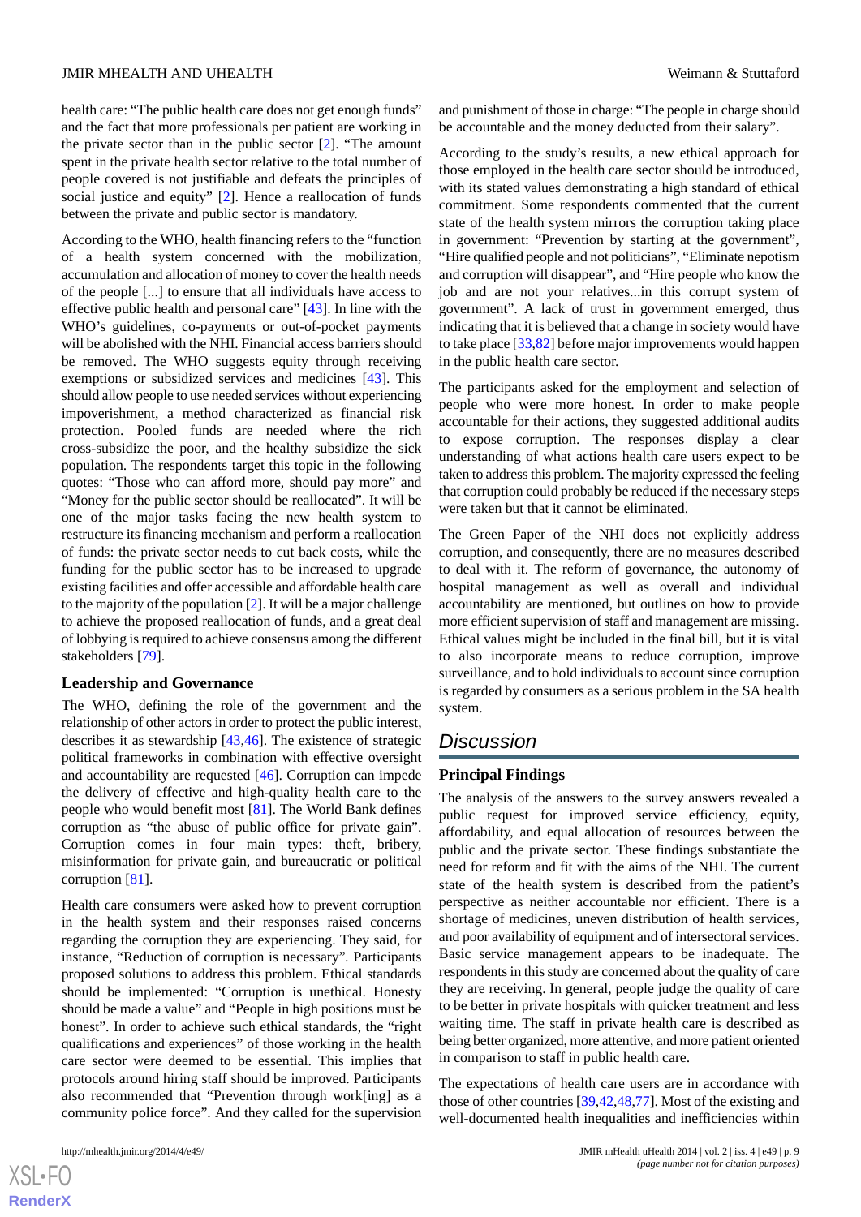health care: "The public health care does not get enough funds" and the fact that more professionals per patient are working in the private sector than in the public sector [2]. "The amount spent in the private health sector relative to the total number of people covered is not justifiable and defeats the principles of social justice and equity" [2]. Hence a reallocation of funds between the private and public sector is mandatory.

According to the WHO, health financing refers to the "function of a health system concerned with the mobilization, accumulation and allocation of money to cover the health needs of the people [...] to ensure that all individuals have access to effective public health and personal care" [43]. In line with the WHO's guidelines, co-payments or out-of-pocket payments will be abolished with the NHI. Financial access barriers should be removed. The WHO suggests equity through receiving exemptions or subsidized services and medicines [43]. This should allow people to use needed services without experiencing impoverishment, a method characterized as financial risk protection. Pooled funds are needed where the rich cross-subsidize the poor, and the healthy subsidize the sick population. The respondents target this topic in the following quotes: "Those who can afford more, should pay more" and "Money for the public sector should be reallocated". It will be one of the major tasks facing the new health system to restructure its financing mechanism and perform a reallocation of funds: the private sector needs to cut back costs, while the funding for the public sector has to be increased to upgrade existing facilities and offer accessible and affordable health care to the majority of the population [2]. It will be a major challenge to achieve the proposed reallocation of funds, and a great deal of lobbying is required to achieve consensus among the different stakeholders [79].

### Leadership and Governance

The WHO, defining the role of the government and the relationship of other actors in order to protect the public interest, describes it as stewardship [43,46]. The existence of strategic political frameworks in combination with effective oversight and accountability are requested [46]. Corruption can impede the delivery of effective and high-quality health care to the people who would benefit most [81]. The World Bank defines corruption as "the abuse of public office for private gain". Corruption comes in four main types: theft, bribery, misinformation for private gain, and bureaucratic or political corruption [81].

Health care consumers were asked how to prevent corruption in the health system and their responses raised concerns regarding the corruption they are experiencing. They said, for instance, "Reduction of corruption is necessary". Participants proposed solutions to address this problem. Ethical standards should be implemented: "Corruption is unethical. Honesty should be made a value" and "People in high positions must be honest". In order to achieve such ethical standards, the "right qualifications and experiences" of those working in the health care sector were deemed to be essential. This implies that protocols around hiring staff should be improved. Participants also recommended that "Prevention through work[ing] as a community police force". And they called for the supervision and punishment of those in charge: "The people in charge should be accountable and the money deducted from their salary".

According to the study's results, a new ethical approach for those employed in the health care sector should be introduced, with its stated values demonstrating a high standard of ethical commitment. Some respondents commented that the current state of the health system mirrors the corruption taking place in government: "Prevention by starting at the government", "Hire qualified people and not politicians", "Eliminate nepotism and corruption will disappear", and "Hire people who know the job and are not your relatives...in this corrupt system of government". A lack of trust in government emerged, thus indicating that it is believed that a change in society would have to take place [33,82] before major improvements would happen in the public health care sector.

The participants asked for the employment and selection of people who were more honest. In order to make people accountable for their actions, they suggested additional audits to expose corruption. The responses display a clear understanding of what actions health care users expect to be taken to address this problem. The majority expressed the feeling that corruption could probably be reduced if the necessary steps were taken but that it cannot be eliminated.

The Green Paper of the NHI does not explicitly address corruption, and consequently, there are no measures described to deal with it. The reform of governance, the autonomy of hospital management as well as overall and individual accountability are mentioned, but outlines on how to provide more efficient supervision of staff and management are missing. Ethical values might be included in the final bill, but it is vital to also incorporate means to reduce corruption, improve surveillance, and to hold individuals to account since corruption is regarded by consumers as a serious problem in the SA health system.

## Discussion

### Principal Findings

The analysis of the answers to the survey answers revealed a public request for improved service efficiency, equity, affordability, and equal allocation of resources between the public and the private sector. These findings substantiate the need for reform and fit with the aims of the NHI. The current state of the health system is described from the patient's perspective as neither accountable nor efficient. There is a shortage of medicines, uneven distribution of health services, and poor availability of equipment and of intersectoral services. Basic service management appears to be inadequate. The respondents in this study are concerned about the quality of care they are receiving. In general, people judge the quality of care to be better in private hospitals with quicker treatment and less waiting time. The staff in private health care is described as being better organized, more attentive, and more patient oriented in comparison to staff in public health care.

The expectations of health care users are in accordance with those of other countries [39,42,48,77]. Most of the existing and well-documented health inequalities and inefficiencies within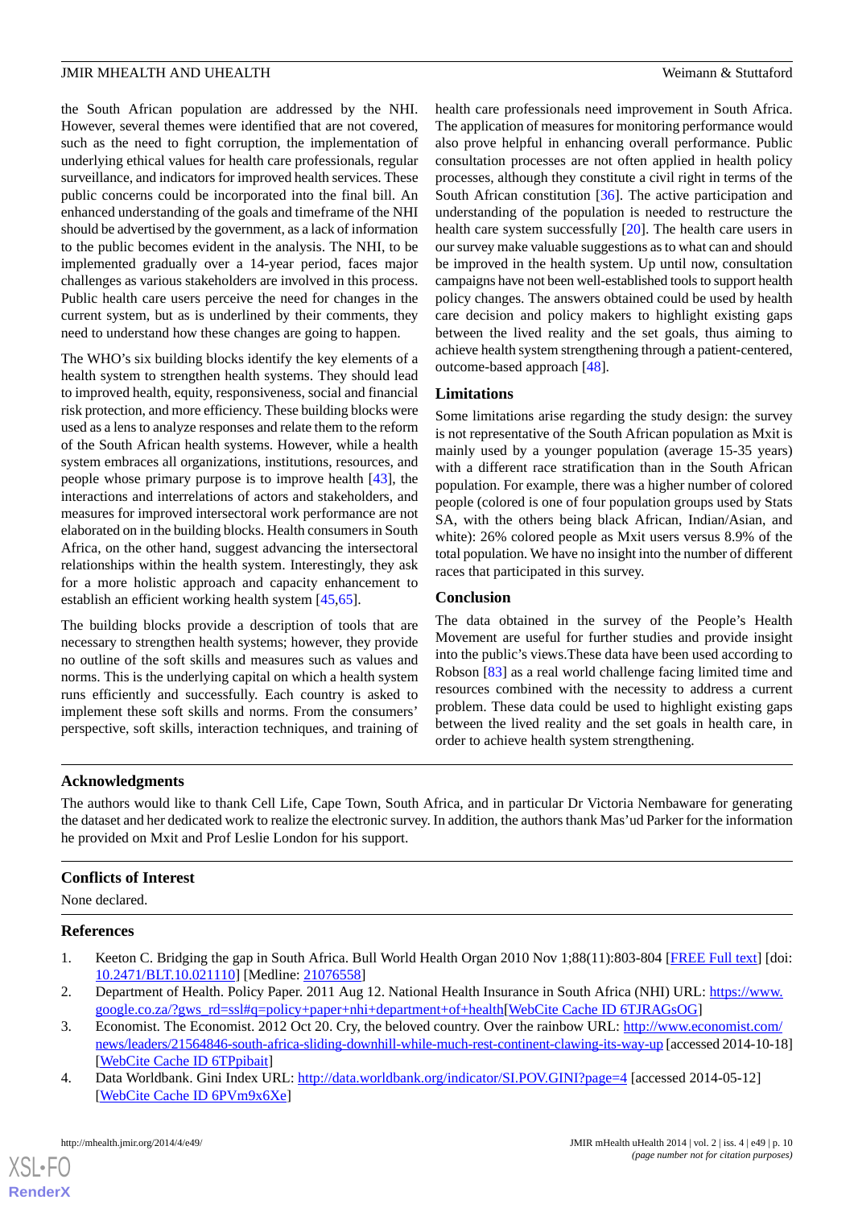the South African population are addressed by the NHI. However, several themes were identified that are not covered, such as the need to fight corruption, the implementation of underlying ethical values for health care professionals, regular surveillance, and indicators for improved health services. These public concerns could be incorporated into the final bill. An enhanced understanding of the goals and timeframe of the NHI should be advertised by the government, as a lack of information to the public becomes evident in the analysis. The NHI, to be implemented gradually over a 14-year period, faces major challenges as various stakeholders are involved in this process. Public health care users perceive the need for changes in the current system, but as is underlined by their comments, they need to understand how these changes are going to happen.

The WHO's six building blocks identify the key elements of a health system to strengthen health systems. They should lead to improved health, equity, responsiveness, social and financial risk protection, and more efficiency. These building blocks were used as a lens to analyze responses and relate them to the reform of the South African health systems. However, while a health system embraces all organizations, institutions, resources, and people whose primary purpose is to improve health [43], the interactions and interrelations of actors and stakeholders, and measures for improved intersectoral work performance are not elaborated on in the building blocks. Health consumers in South Africa, on the other hand, suggest advancing the intersectoral relationships within the health system. Interestingly, they ask for a more holistic approach and capacity enhancement to establish an efficient working health system [45,65].

The building blocks provide a description of tools that are necessary to strengthen health systems; however, they provide no outline of the soft skills and measures such as values and norms. This is the underlying capital on which a health system runs efficiently and successfully. Each country is asked to implement these soft skills and norms. From the consumers' perspective, soft skills, interaction techniques, and training of health care professionals need improvement in South Africa. The application of measures for monitoring performance would also prove helpful in enhancing overall performance. Public consultation processes are not often applied in health policy processes, although they constitute a civil right in terms of the South African constitution [36]. The active participation and understanding of the population is needed to restructure the health care system successfully [20]. The health care users in our survey make valuable suggestions as to what can and should be improved in the health system. Up until now, consultation campaigns have not been well-established tools to support health policy changes. The answers obtained could be used by health care decision and policy makers to highlight existing gaps between the lived reality and the set goals, thus aiming to achieve health system strengthening through a patient-centered, outcome-based approach [48].

### Limitations

Some limitations arise regarding the study design: the survey is not representative of the South African population as Mxit is mainly used by a younger population (average 15-35 years) with a different race stratification than in the South African population. For example, there was a higher number of colored people (colored is one of four population groups used by Stats SA, with the others being black African, Indian/Asian, and white): 26% colored people as Mxit users versus 8.9% of the total population. We have no insight into the number of different races that participated in this survey.

### Conclusion

The data obtained in the survey of the People's Health Movement are useful for further studies and provide insight into the public's views.These data have been used according to Robson [83] as a real world challenge facing limited time and resources combined with the necessity to address a current problem. These data could be used to highlight existing gaps between the lived reality and the set goals in health care, in order to achieve health system strengthening.

## Acknowledgments

The authors would like to thank Cell Life, Cape Town, South Africa, and in particular Dr Victoria Nembaware for generating the dataset and her dedicated work to realize the electronic survey. In addition, the authors thank Mas'ud Parker for the information he provided on Mxit and Prof Leslie London for his support.

## Conflicts of Interest

None declared.

## References

1. Keeton C. Bridging the gap in South Africa. Bull World Health Organ 2010 Nov 1;88(11):803-804 [FREE Full text] [doi: 10.2471/BLT.10.021110] [Medline: 21076558]
2. Department of Health. Policy Paper. 2011 Aug 12. National Health Insurance in South Africa (NHI) URL: https://www.google.co.za/?gws_rd=ssl#q=policy+paper+nhi+department+of+health[WebCite Cache ID 6TJRAGsOG]
3. Economist. The Economist. 2012 Oct 20. Cry, the beloved country. Over the rainbow URL: http://www.economist.com/news/leaders/21564846-south-africa-sliding-downhill-while-much-rest-continent-clawing-its-way-up [accessed 2014-10-18] [WebCite Cache ID 6TPpibait]
4. Data Worldbank. Gini Index URL: http://data.worldbank.org/indicator/SI.POV.GINI?page=4 [accessed 2014-05-12] [WebCite Cache ID 6PVm9x6Xe]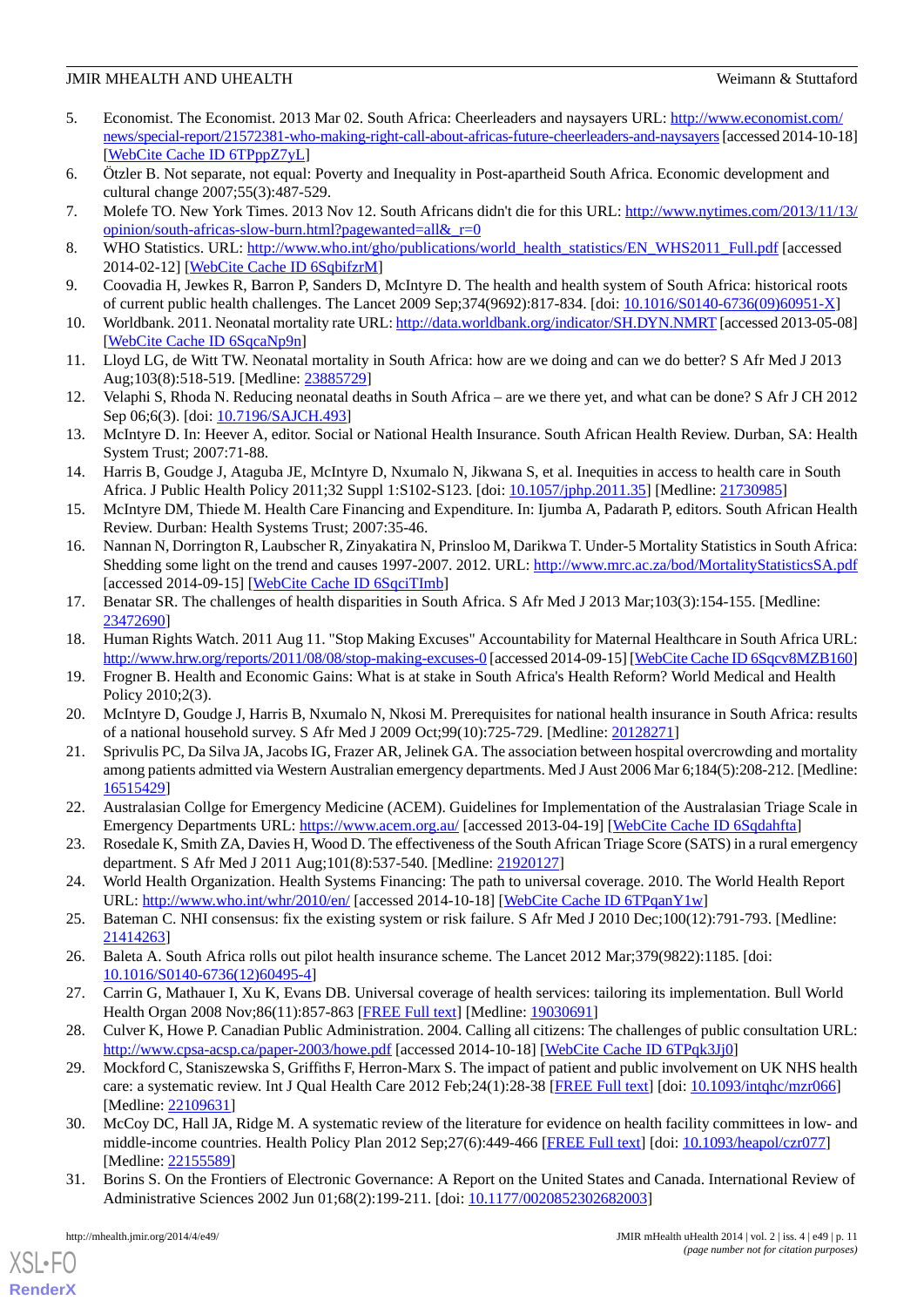5. Economist. The Economist. 2013 Mar 02. South Africa: Cheerleaders and naysayers URL: http://www.economist.com/news/special-report/21572381-who-making-right-call-about-africas-future-cheerleaders-and-naysayers [accessed 2014-10-18] [WebCite Cache ID 6TPppZ7yL]
6. Ötzler B. Not separate, not equal: Poverty and Inequality in Post-apartheid South Africa. Economic development and cultural change 2007;55(3):487-529.
7. Molefe TO. New York Times. 2013 Nov 12. South Africans didn't die for this URL: http://www.nytimes.com/2013/11/13/opinion/south-africas-slow-burn.html?pagewanted=all&_r=0
8. WHO Statistics. URL: http://www.who.int/gho/publications/world_health_statistics/EN_WHS2011_Full.pdf [accessed 2014-02-12] [WebCite Cache ID 6SqbifzrM]
9. Coovadia H, Jewkes R, Barron P, Sanders D, McIntyre D. The health and health system of South Africa: historical roots of current public health challenges. The Lancet 2009 Sep;374(9692):817-834. [doi: 10.1016/S0140-6736(09)60951-X]
10. Worldbank. 2011. Neonatal mortality rate URL: http://data.worldbank.org/indicator/SH.DYN.NMRT [accessed 2013-05-08] [WebCite Cache ID 6SqcaNp9n]
11. Lloyd LG, de Witt TW. Neonatal mortality in South Africa: how are we doing and can we do better? S Afr Med J 2013 Aug;103(8):518-519. [Medline: 23885729]
12. Velaphi S, Rhoda N. Reducing neonatal deaths in South Africa – are we there yet, and what can be done? S Afr J CH 2012 Sep 06;6(3). [doi: 10.7196/SAJCH.493]
13. McIntyre D. In: Heever A, editor. Social or National Health Insurance. South African Health Review. Durban, SA: Health System Trust; 2007:71-88.
14. Harris B, Goudge J, Ataguba JE, McIntyre D, Nxumalo N, Jikwana S, et al. Inequities in access to health care in South Africa. J Public Health Policy 2011;32 Suppl 1:S102-S123. [doi: 10.1057/jphp.2011.35] [Medline: 21730985]
15. McIntyre DM, Thiede M. Health Care Financing and Expenditure. In: Ijumba A, Padarath P, editors. South African Health Review. Durban: Health Systems Trust; 2007:35-46.
16. Nannan N, Dorrington R, Laubscher R, Zinyakatira N, Prinsloo M, Darikwa T. Under-5 Mortality Statistics in South Africa: Shedding some light on the trend and causes 1997-2007. 2012. URL: http://www.mrc.ac.za/bod/MortalityStatisticsSA.pdf [accessed 2014-09-15] [WebCite Cache ID 6SqciTImb]
17. Benatar SR. The challenges of health disparities in South Africa. S Afr Med J 2013 Mar;103(3):154-155. [Medline: 23472690]
18. Human Rights Watch. 2011 Aug 11. "Stop Making Excuses" Accountability for Maternal Healthcare in South Africa URL: http://www.hrw.org/reports/2011/08/08/stop-making-excuses-0 [accessed 2014-09-15] [WebCite Cache ID 6Sqcv8MZB160]
19. Frogner B. Health and Economic Gains: What is at stake in South Africa's Health Reform? World Medical and Health Policy 2010;2(3).
20. McIntyre D, Goudge J, Harris B, Nxumalo N, Nkosi M. Prerequisites for national health insurance in South Africa: results of a national household survey. S Afr Med J 2009 Oct;99(10):725-729. [Medline: 20128271]
21. Sprivulis PC, Da Silva JA, Jacobs IG, Frazer AR, Jelinek GA. The association between hospital overcrowding and mortality among patients admitted via Western Australian emergency departments. Med J Aust 2006 Mar 6;184(5):208-212. [Medline: 16515429]
22. Australasian Collge for Emergency Medicine (ACEM). Guidelines for Implementation of the Australasian Triage Scale in Emergency Departments URL: https://www.acem.org.au/ [accessed 2013-04-19] [WebCite Cache ID 6Sqdahfta]
23. Rosedale K, Smith ZA, Davies H, Wood D. The effectiveness of the South African Triage Score (SATS) in a rural emergency department. S Afr Med J 2011 Aug;101(8):537-540. [Medline: 21920127]
24. World Health Organization. Health Systems Financing: The path to universal coverage. 2010. The World Health Report URL: http://www.who.int/whr/2010/en/ [accessed 2014-10-18] [WebCite Cache ID 6TPqanY1w]
25. Bateman C. NHI consensus: fix the existing system or risk failure. S Afr Med J 2010 Dec;100(12):791-793. [Medline: 21414263]
26. Baleta A. South Africa rolls out pilot health insurance scheme. The Lancet 2012 Mar;379(9822):1185. [doi: 10.1016/S0140-6736(12)60495-4]
27. Carrin G, Mathauer I, Xu K, Evans DB. Universal coverage of health services: tailoring its implementation. Bull World Health Organ 2008 Nov;86(11):857-863 [FREE Full text] [Medline: 19030691]
28. Culver K, Howe P. Canadian Public Administration. 2004. Calling all citizens: The challenges of public consultation URL: http://www.cpsa-acsp.ca/paper-2003/howe.pdf [accessed 2014-10-18] [WebCite Cache ID 6TPqk3Jj0]
29. Mockford C, Staniszewska S, Griffiths F, Herron-Marx S. The impact of patient and public involvement on UK NHS health care: a systematic review. Int J Qual Health Care 2012 Feb;24(1):28-38 [FREE Full text] [doi: 10.1093/intqhc/mzr066] [Medline: 22109631]
30. McCoy DC, Hall JA, Ridge M. A systematic review of the literature for evidence on health facility committees in low- and middle-income countries. Health Policy Plan 2012 Sep;27(6):449-466 [FREE Full text] [doi: 10.1093/heapol/czr077] [Medline: 22155589]
31. Borins S. On the Frontiers of Electronic Governance: A Report on the United States and Canada. International Review of Administrative Sciences 2002 Jun 01;68(2):199-211. [doi: 10.1177/0020852302682003]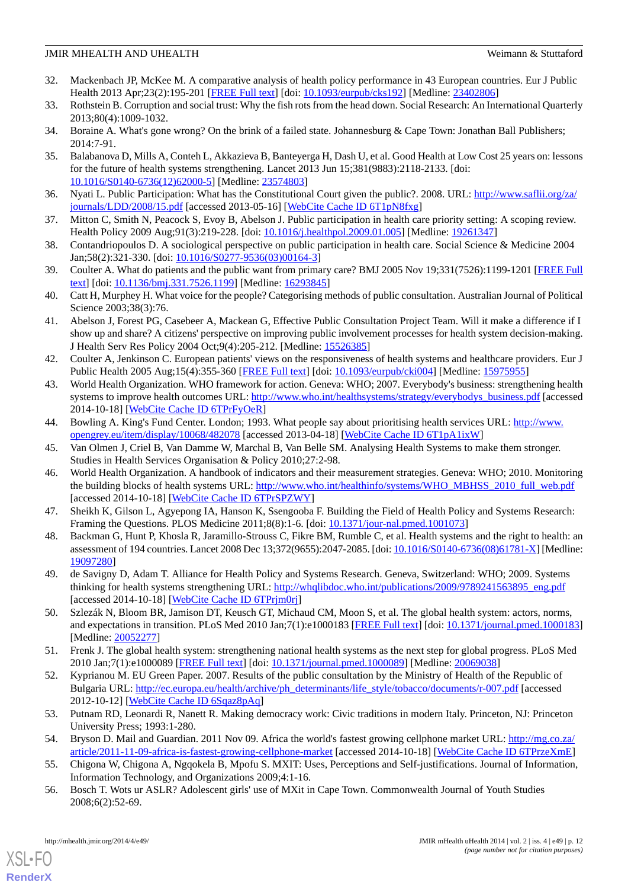32. Mackenbach JP, McKee M. A comparative analysis of health policy performance in 43 European countries. Eur J Public Health 2013 Apr;23(2):195-201 [FREE Full text] [doi: 10.1093/eurpub/cks192] [Medline: 23402806]
33. Rothstein B. Corruption and social trust: Why the fish rots from the head down. Social Research: An International Quarterly 2013;80(4):1009-1032.
34. Boraine A. What's gone wrong? On the brink of a failed state. Johannesburg & Cape Town: Jonathan Ball Publishers; 2014:7-91.
35. Balabanova D, Mills A, Conteh L, Akkazieva B, Banteyerga H, Dash U, et al. Good Health at Low Cost 25 years on: lessons for the future of health systems strengthening. Lancet 2013 Jun 15;381(9883):2118-2133. [doi: 10.1016/S0140-6736(12)62000-5] [Medline: 23574803]
36. Nyati L. Public Participation: What has the Constitutional Court given the public?. 2008. URL: http://www.saflii.org/za/journals/LDD/2008/15.pdf [accessed 2013-05-16] [WebCite Cache ID 6T1pN8fxg]
37. Mitton C, Smith N, Peacock S, Evoy B, Abelson J. Public participation in health care priority setting: A scoping review. Health Policy 2009 Aug;91(3):219-228. [doi: 10.1016/j.healthpol.2009.01.005] [Medline: 19261347]
38. Contandriopoulos D. A sociological perspective on public participation in health care. Social Science & Medicine 2004 Jan;58(2):321-330. [doi: 10.1016/S0277-9536(03)00164-3]
39. Coulter A. What do patients and the public want from primary care? BMJ 2005 Nov 19;331(7526):1199-1201 [FREE Full text] [doi: 10.1136/bmj.331.7526.1199] [Medline: 16293845]
40. Catt H, Murphey H. What voice for the people? Categorising methods of public consultation. Australian Journal of Political Science 2003;38(3):76.
41. Abelson J, Forest PG, Casebeer A, Mackean G, Effective Public Consultation Project Team. Will it make a difference if I show up and share? A citizens' perspective on improving public involvement processes for health system decision-making. J Health Serv Res Policy 2004 Oct;9(4):205-212. [Medline: 15526385]
42. Coulter A, Jenkinson C. European patients' views on the responsiveness of health systems and healthcare providers. Eur J Public Health 2005 Aug;15(4):355-360 [FREE Full text] [doi: 10.1093/eurpub/cki004] [Medline: 15975955]
43. World Health Organization. WHO framework for action. Geneva: WHO; 2007. Everybody's business: strengthening health systems to improve health outcomes URL: http://www.who.int/healthsystems/strategy/everybodys_business.pdf [accessed 2014-10-18] [WebCite Cache ID 6TPrFyOeR]
44. Bowling A. King's Fund Center. London; 1993. What people say about prioritising health services URL: http://www.opengrey.eu/item/display/10068/482078 [accessed 2013-04-18] [WebCite Cache ID 6T1pA1ixW]
45. Van Olmen J, Criel B, Van Damme W, Marchal B, Van Belle SM. Analysing Health Systems to make them stronger. Studies in Health Services Organisation & Policy 2010;27:2-98.
46. World Health Organization. A handbook of indicators and their measurement strategies. Geneva: WHO; 2010. Monitoring the building blocks of health systems URL: http://www.who.int/healthinfo/systems/WHO_MBHSS_2010_full_web.pdf [accessed 2014-10-18] [WebCite Cache ID 6TPrSPZWY]
47. Sheikh K, Gilson L, Agyepong IA, Hanson K, Ssengooba F. Building the Field of Health Policy and Systems Research: Framing the Questions. PLOS Medicine 2011;8(8):1-6. [doi: 10.1371/jour-nal.pmed.1001073]
48. Backman G, Hunt P, Khosla R, Jaramillo-Strouss C, Fikre BM, Rumble C, et al. Health systems and the right to health: an assessment of 194 countries. Lancet 2008 Dec 13;372(9655):2047-2085. [doi: 10.1016/S0140-6736(08)61781-X] [Medline: 19097280]
49. de Savigny D, Adam T. Alliance for Health Policy and Systems Research. Geneva, Switzerland: WHO; 2009. Systems thinking for health systems strengthening URL: http://whqlibdoc.who.int/publications/2009/9789241563895_eng.pdf [accessed 2014-10-18] [WebCite Cache ID 6TPrjm0rj]
50. Szlezák N, Bloom BR, Jamison DT, Keusch GT, Michaud CM, Moon S, et al. The global health system: actors, norms, and expectations in transition. PLoS Med 2010 Jan;7(1):e1000183 [FREE Full text] [doi: 10.1371/journal.pmed.1000183] [Medline: 20052277]
51. Frenk J. The global health system: strengthening national health systems as the next step for global progress. PLoS Med 2010 Jan;7(1):e1000089 [FREE Full text] [doi: 10.1371/journal.pmed.1000089] [Medline: 20069038]
52. Kyprianou M. EU Green Paper. 2007. Results of the public consultation by the Ministry of Health of the Republic of Bulgaria URL: http://ec.europa.eu/health/archive/ph_determinants/life_style/tobacco/documents/r-007.pdf [accessed 2012-10-12] [WebCite Cache ID 6Sqaz8pAq]
53. Putnam RD, Leonardi R, Nanett R. Making democracy work: Civic traditions in modern Italy. Princeton, NJ: Princeton University Press; 1993:1-280.
54. Bryson D. Mail and Guardian. 2011 Nov 09. Africa the world's fastest growing cellphone market URL: http://mg.co.za/article/2011-11-09-africa-is-fastest-growing-cellphone-market [accessed 2014-10-18] [WebCite Cache ID 6TPrzeXmE]
55. Chigona W, Chigona A, Ngqokela B, Mpofu S. MXIT: Uses, Perceptions and Self-justifications. Journal of Information, Information Technology, and Organizations 2009;4:1-16.
56. Bosch T. Wots ur ASLR? Adolescent girls' use of MXit in Cape Town. Commonwealth Journal of Youth Studies 2008;6(2):52-69.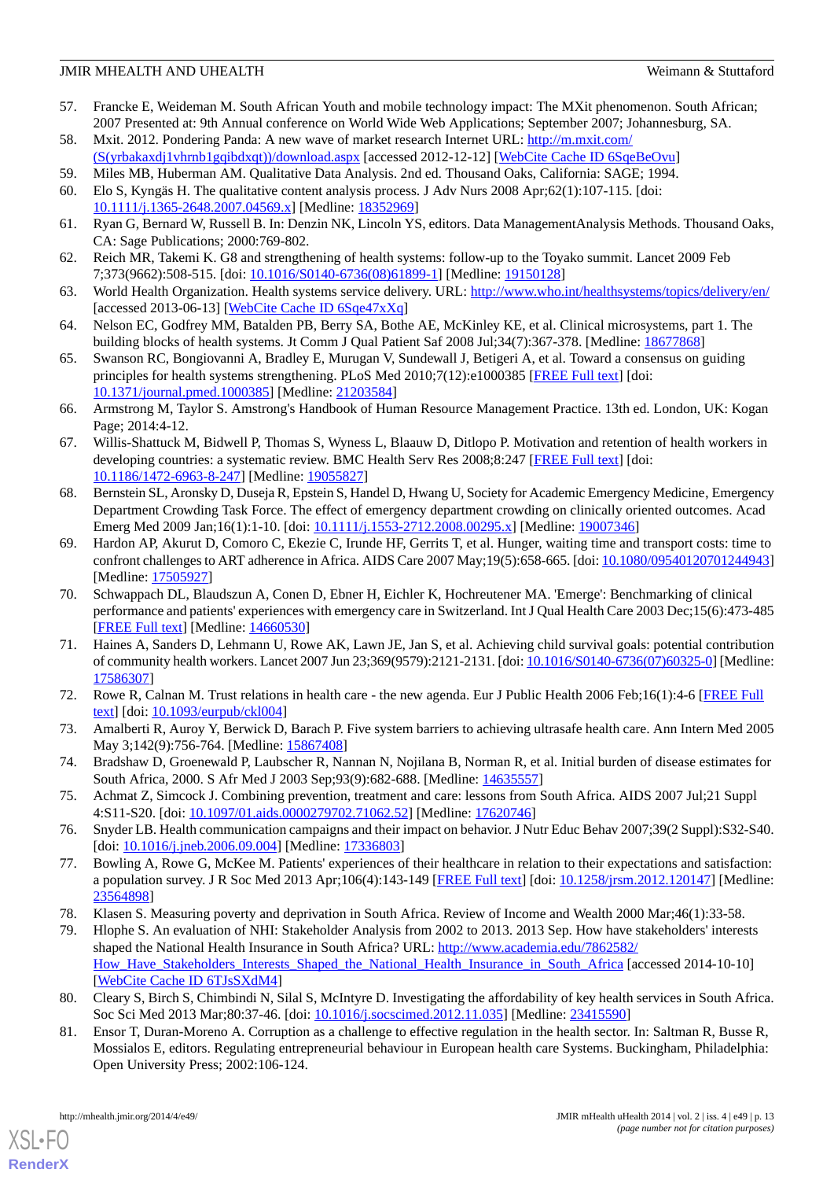57. Francke E, Weideman M. South African Youth and mobile technology impact: The MXit phenomenon. South African; 2007 Presented at: 9th Annual conference on World Wide Web Applications; September 2007; Johannesburg, SA.
58. Mxit. 2012. Pondering Panda: A new wave of market research Internet URL: http://m.mxit.com/(S(yrbakaxdj1vhrnb1gqibdxqt))/download.aspx [accessed 2012-12-12] [WebCite Cache ID 6SqeBeOvu]
59. Miles MB, Huberman AM. Qualitative Data Analysis. 2nd ed. Thousand Oaks, California: SAGE; 1994.
60. Elo S, Kyngäs H. The qualitative content analysis process. J Adv Nurs 2008 Apr;62(1):107-115. [doi: 10.1111/j.1365-2648.2007.04569.x] [Medline: 18352969]
61. Ryan G, Bernard W, Russell B. In: Denzin NK, Lincoln YS, editors. Data ManagementAnalysis Methods. Thousand Oaks, CA: Sage Publications; 2000:769-802.
62. Reich MR, Takemi K. G8 and strengthening of health systems: follow-up to the Toyako summit. Lancet 2009 Feb 7;373(9662):508-515. [doi: 10.1016/S0140-6736(08)61899-1] [Medline: 19150128]
63. World Health Organization. Health systems service delivery. URL: http://www.who.int/healthsystems/topics/delivery/en/ [accessed 2013-06-13] [WebCite Cache ID 6Sqe47xXq]
64. Nelson EC, Godfrey MM, Batalden PB, Berry SA, Bothe AE, McKinley KE, et al. Clinical microsystems, part 1. The building blocks of health systems. Jt Comm J Qual Patient Saf 2008 Jul;34(7):367-378. [Medline: 18677868]
65. Swanson RC, Bongiovanni A, Bradley E, Murugan V, Sundewall J, Betigeri A, et al. Toward a consensus on guiding principles for health systems strengthening. PLoS Med 2010;7(12):e1000385 [FREE Full text] [doi: 10.1371/journal.pmed.1000385] [Medline: 21203584]
66. Armstrong M, Taylor S. Amstrong's Handbook of Human Resource Management Practice. 13th ed. London, UK: Kogan Page; 2014:4-12.
67. Willis-Shattuck M, Bidwell P, Thomas S, Wyness L, Blaauw D, Ditlopo P. Motivation and retention of health workers in developing countries: a systematic review. BMC Health Serv Res 2008;8:247 [FREE Full text] [doi: 10.1186/1472-6963-8-247] [Medline: 19055827]
68. Bernstein SL, Aronsky D, Duseja R, Epstein S, Handel D, Hwang U, Society for Academic Emergency Medicine, Emergency Department Crowding Task Force. The effect of emergency department crowding on clinically oriented outcomes. Acad Emerg Med 2009 Jan;16(1):1-10. [doi: 10.1111/j.1553-2712.2008.00295.x] [Medline: 19007346]
69. Hardon AP, Akurut D, Comoro C, Ekezie C, Irunde HF, Gerrits T, et al. Hunger, waiting time and transport costs: time to confront challenges to ART adherence in Africa. AIDS Care 2007 May;19(5):658-665. [doi: 10.1080/09540120701244943] [Medline: 17505927]
70. Schwappach DL, Blaudszun A, Conen D, Ebner H, Eichler K, Hochreutener MA. 'Emerge': Benchmarking of clinical performance and patients' experiences with emergency care in Switzerland. Int J Qual Health Care 2003 Dec;15(6):473-485 [FREE Full text] [Medline: 14660530]
71. Haines A, Sanders D, Lehmann U, Rowe AK, Lawn JE, Jan S, et al. Achieving child survival goals: potential contribution of community health workers. Lancet 2007 Jun 23;369(9579):2121-2131. [doi: 10.1016/S0140-6736(07)60325-0] [Medline: 17586307]
72. Rowe R, Calnan M. Trust relations in health care - the new agenda. Eur J Public Health 2006 Feb;16(1):4-6 [FREE Full text] [doi: 10.1093/eurpub/ckl004]
73. Amalberti R, Auroy Y, Berwick D, Barach P. Five system barriers to achieving ultrasafe health care. Ann Intern Med 2005 May 3;142(9):756-764. [Medline: 15867408]
74. Bradshaw D, Groenewald P, Laubscher R, Nannan N, Nojilana B, Norman R, et al. Initial burden of disease estimates for South Africa, 2000. S Afr Med J 2003 Sep;93(9):682-688. [Medline: 14635557]
75. Achmat Z, Simcock J. Combining prevention, treatment and care: lessons from South Africa. AIDS 2007 Jul;21 Suppl 4:S11-S20. [doi: 10.1097/01.aids.0000279702.71062.52] [Medline: 17620746]
76. Snyder LB. Health communication campaigns and their impact on behavior. J Nutr Educ Behav 2007;39(2 Suppl):S32-S40. [doi: 10.1016/j.jneb.2006.09.004] [Medline: 17336803]
77. Bowling A, Rowe G, McKee M. Patients' experiences of their healthcare in relation to their expectations and satisfaction: a population survey. J R Soc Med 2013 Apr;106(4):143-149 [FREE Full text] [doi: 10.1258/jrsm.2012.120147] [Medline: 23564898]
78. Klasen S. Measuring poverty and deprivation in South Africa. Review of Income and Wealth 2000 Mar;46(1):33-58.
79. Hlophe S. An evaluation of NHI: Stakeholder Analysis from 2002 to 2013. 2013 Sep. How have stakeholders' interests shaped the National Health Insurance in South Africa? URL: http://www.academia.edu/7862582/How_Have_Stakeholders_Interests_Shaped_the_National_Health_Insurance_in_South_Africa [accessed 2014-10-10] [WebCite Cache ID 6TJsSXdM4]
80. Cleary S, Birch S, Chimbindi N, Silal S, McIntyre D. Investigating the affordability of key health services in South Africa. Soc Sci Med 2013 Mar;80:37-46. [doi: 10.1016/j.socscimed.2012.11.035] [Medline: 23415590]
81. Ensor T, Duran-Moreno A. Corruption as a challenge to effective regulation in the health sector. In: Saltman R, Busse R, Mossialos E, editors. Regulating entrepreneurial behaviour in European health care Systems. Buckingham, Philadelphia: Open University Press; 2002:106-124.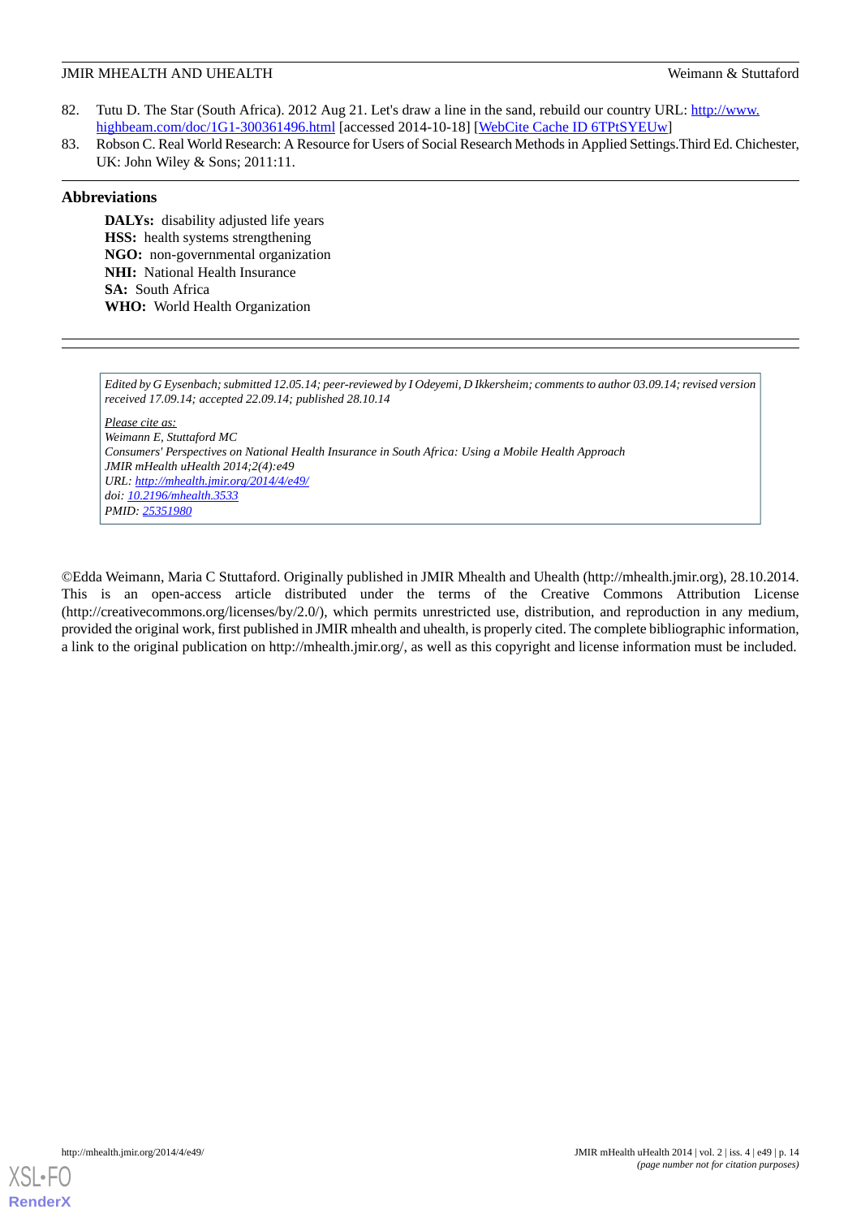82. Tutu D. The Star (South Africa). 2012 Aug 21. Let's draw a line in the sand, rebuild our country URL: http://www.highbeam.com/doc/1G1-300361496.html [accessed 2014-10-18] [WebCite Cache ID 6TPtSYEUw]
83. Robson C. Real World Research: A Resource for Users of Social Research Methods in Applied Settings.Third Ed. Chichester, UK: John Wiley & Sons; 2011:11.

## Abbreviations

**DALYs:** disability adjusted life years
**HSS:** health systems strengthening
**NGO:** non-governmental organization
**NHI:** National Health Insurance
**SA:** South Africa
**WHO:** World Health Organization

*Edited by G Eysenbach; submitted 12.05.14; peer-reviewed by I Odeyemi, D Ikkersheim; comments to author 03.09.14; revised version received 17.09.14; accepted 22.09.14; published 28.10.14*

*Please cite as:*
*Weimann E, Stuttaford MC*
*Consumers' Perspectives on National Health Insurance in South Africa: Using a Mobile Health Approach*
*JMIR mHealth uHealth 2014;2(4):e49*
*URL: http://mhealth.jmir.org/2014/4/e49/*
*doi: 10.2196/mhealth.3533*
*PMID: 25351980*

©Edda Weimann, Maria C Stuttaford. Originally published in JMIR Mhealth and Uhealth (http://mhealth.jmir.org), 28.10.2014. This is an open-access article distributed under the terms of the Creative Commons Attribution License (http://creativecommons.org/licenses/by/2.0/), which permits unrestricted use, distribution, and reproduction in any medium, provided the original work, first published in JMIR mhealth and uhealth, is properly cited. The complete bibliographic information, a link to the original publication on http://mhealth.jmir.org/, as well as this copyright and license information must be included.